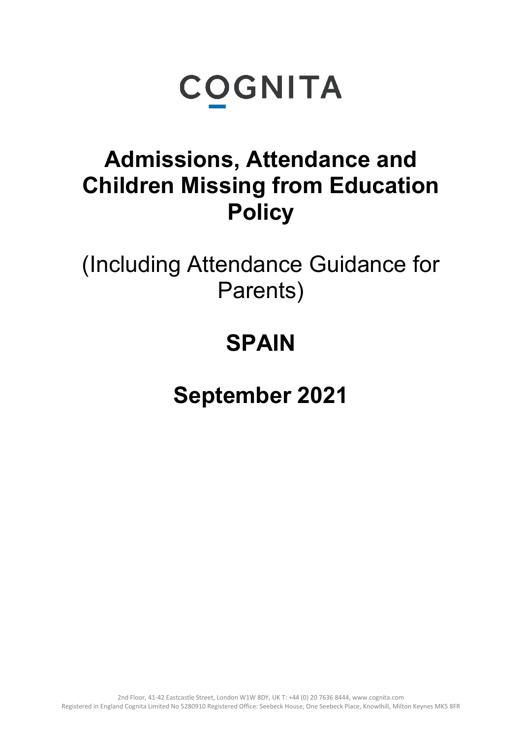# COGNITA

# Admissions, Attendance and Children Missing from Education Policy

(Including Attendance Guidance for Parents)

# SPAIN

# September 2021

2nd Floor, 41-42 Eastcastle Street, London W1W 8DY, UK T: +44 (0) 20 7636 8444, www.cognita.com
Registered in England Cognita Limited No 5280910 Registered Office: Seebeck House, One Seebeck Place, Knowlhill, Milton Keynes MK5 8FR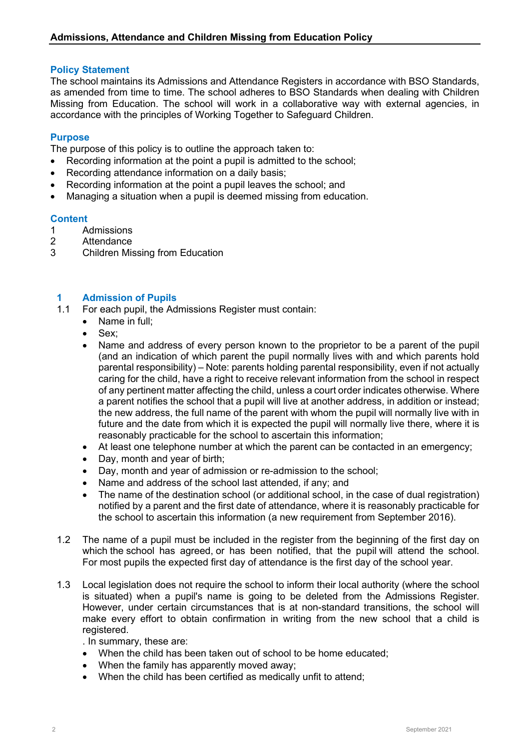## Policy Statement

The school maintains its Admissions and Attendance Registers in accordance with BSO Standards, as amended from time to time. The school adheres to BSO Standards when dealing with Children Missing from Education. The school will work in a collaborative way with external agencies, in accordance with the principles of Working Together to Safeguard Children.

## Purpose

The purpose of this policy is to outline the approach taken to:

- Recording information at the point a pupil is admitted to the school;
- Recording attendance information on a daily basis;
- Recording information at the point a pupil leaves the school; and
- Managing a situation when a pupil is deemed missing from education.

## Content

1 Admissions
2 Attendance
3 Children Missing from Education

## 1 Admission of Pupils

1.1 For each pupil, the Admissions Register must contain:

- Name in full;
- Sex;
- Name and address of every person known to the proprietor to be a parent of the pupil (and an indication of which parent the pupil normally lives with and which parents hold parental responsibility) – Note: parents holding parental responsibility, even if not actually caring for the child, have a right to receive relevant information from the school in respect of any pertinent matter affecting the child, unless a court order indicates otherwise. Where a parent notifies the school that a pupil will live at another address, in addition or instead; the new address, the full name of the parent with whom the pupil will normally live with in future and the date from which it is expected the pupil will normally live there, where it is reasonably practicable for the school to ascertain this information;
- At least one telephone number at which the parent can be contacted in an emergency;
- Day, month and year of birth;
- Day, month and year of admission or re-admission to the school;
- Name and address of the school last attended, if any; and
- The name of the destination school (or additional school, in the case of dual registration) notified by a parent and the first date of attendance, where it is reasonably practicable for the school to ascertain this information (a new requirement from September 2016).

1.2 The name of a pupil must be included in the register from the beginning of the first day on which the school has agreed, or has been notified, that the pupil will attend the school. For most pupils the expected first day of attendance is the first day of the school year.

1.3 Local legislation does not require the school to inform their local authority (where the school is situated) when a pupil's name is going to be deleted from the Admissions Register. However, under certain circumstances that is at non-standard transitions, the school will make every effort to obtain confirmation in writing from the new school that a child is registered.
. In summary, these are:

- When the child has been taken out of school to be home educated;
- When the family has apparently moved away;
- When the child has been certified as medically unfit to attend;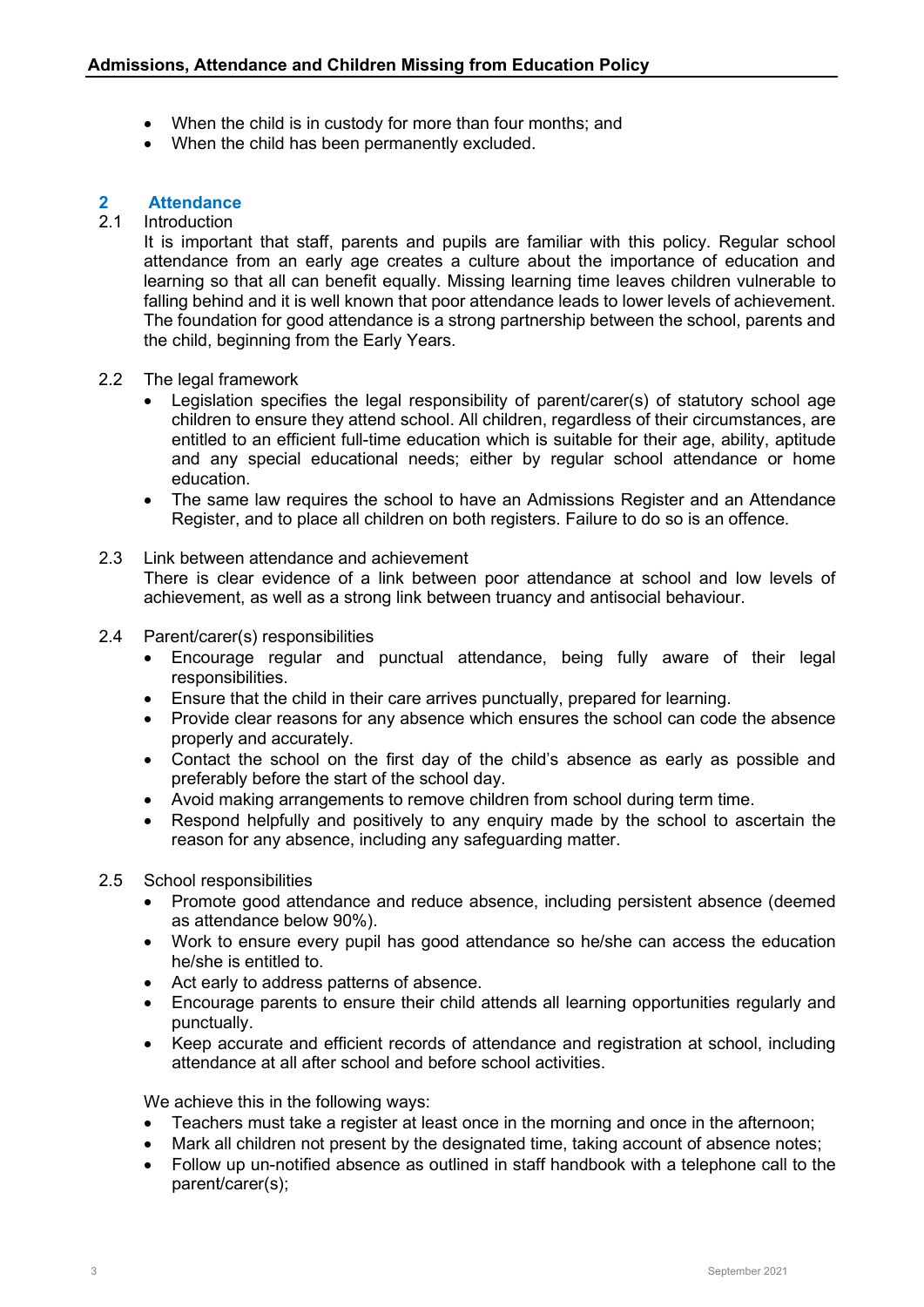- When the child is in custody for more than four months; and
- When the child has been permanently excluded.

## 2 Attendance

2.1 Introduction

It is important that staff, parents and pupils are familiar with this policy. Regular school attendance from an early age creates a culture about the importance of education and learning so that all can benefit equally. Missing learning time leaves children vulnerable to falling behind and it is well known that poor attendance leads to lower levels of achievement. The foundation for good attendance is a strong partnership between the school, parents and the child, beginning from the Early Years.

2.2 The legal framework

- Legislation specifies the legal responsibility of parent/carer(s) of statutory school age children to ensure they attend school. All children, regardless of their circumstances, are entitled to an efficient full-time education which is suitable for their age, ability, aptitude and any special educational needs; either by regular school attendance or home education.
- The same law requires the school to have an Admissions Register and an Attendance Register, and to place all children on both registers. Failure to do so is an offence.

2.3 Link between attendance and achievement

There is clear evidence of a link between poor attendance at school and low levels of achievement, as well as a strong link between truancy and antisocial behaviour.

2.4 Parent/carer(s) responsibilities

- Encourage regular and punctual attendance, being fully aware of their legal responsibilities.
- Ensure that the child in their care arrives punctually, prepared for learning.
- Provide clear reasons for any absence which ensures the school can code the absence properly and accurately.
- Contact the school on the first day of the child's absence as early as possible and preferably before the start of the school day.
- Avoid making arrangements to remove children from school during term time.
- Respond helpfully and positively to any enquiry made by the school to ascertain the reason for any absence, including any safeguarding matter.

2.5 School responsibilities

- Promote good attendance and reduce absence, including persistent absence (deemed as attendance below 90%).
- Work to ensure every pupil has good attendance so he/she can access the education he/she is entitled to.
- Act early to address patterns of absence.
- Encourage parents to ensure their child attends all learning opportunities regularly and punctually.
- Keep accurate and efficient records of attendance and registration at school, including attendance at all after school and before school activities.

We achieve this in the following ways:

- Teachers must take a register at least once in the morning and once in the afternoon;
- Mark all children not present by the designated time, taking account of absence notes;
- Follow up un-notified absence as outlined in staff handbook with a telephone call to the parent/carer(s);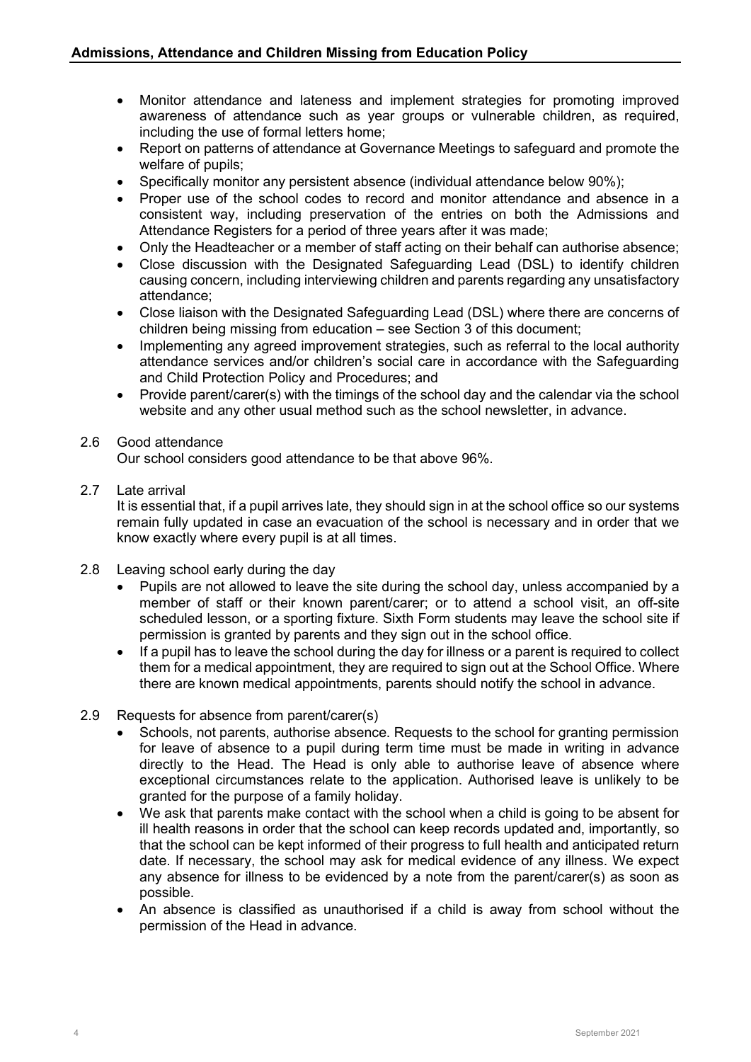- Monitor attendance and lateness and implement strategies for promoting improved awareness of attendance such as year groups or vulnerable children, as required, including the use of formal letters home;
- Report on patterns of attendance at Governance Meetings to safeguard and promote the welfare of pupils;
- Specifically monitor any persistent absence (individual attendance below 90%);
- Proper use of the school codes to record and monitor attendance and absence in a consistent way, including preservation of the entries on both the Admissions and Attendance Registers for a period of three years after it was made;
- Only the Headteacher or a member of staff acting on their behalf can authorise absence;
- Close discussion with the Designated Safeguarding Lead (DSL) to identify children causing concern, including interviewing children and parents regarding any unsatisfactory attendance;
- Close liaison with the Designated Safeguarding Lead (DSL) where there are concerns of children being missing from education – see Section 3 of this document;
- Implementing any agreed improvement strategies, such as referral to the local authority attendance services and/or children's social care in accordance with the Safeguarding and Child Protection Policy and Procedures; and
- Provide parent/carer(s) with the timings of the school day and the calendar via the school website and any other usual method such as the school newsletter, in advance.

2.6 Good attendance

Our school considers good attendance to be that above 96%.

2.7 Late arrival

It is essential that, if a pupil arrives late, they should sign in at the school office so our systems remain fully updated in case an evacuation of the school is necessary and in order that we know exactly where every pupil is at all times.

2.8 Leaving school early during the day

- Pupils are not allowed to leave the site during the school day, unless accompanied by a member of staff or their known parent/carer; or to attend a school visit, an off-site scheduled lesson, or a sporting fixture. Sixth Form students may leave the school site if permission is granted by parents and they sign out in the school office.
- If a pupil has to leave the school during the day for illness or a parent is required to collect them for a medical appointment, they are required to sign out at the School Office. Where there are known medical appointments, parents should notify the school in advance.

2.9 Requests for absence from parent/carer(s)

- Schools, not parents, authorise absence. Requests to the school for granting permission for leave of absence to a pupil during term time must be made in writing in advance directly to the Head. The Head is only able to authorise leave of absence where exceptional circumstances relate to the application. Authorised leave is unlikely to be granted for the purpose of a family holiday.
- We ask that parents make contact with the school when a child is going to be absent for ill health reasons in order that the school can keep records updated and, importantly, so that the school can be kept informed of their progress to full health and anticipated return date. If necessary, the school may ask for medical evidence of any illness. We expect any absence for illness to be evidenced by a note from the parent/carer(s) as soon as possible.
- An absence is classified as unauthorised if a child is away from school without the permission of the Head in advance.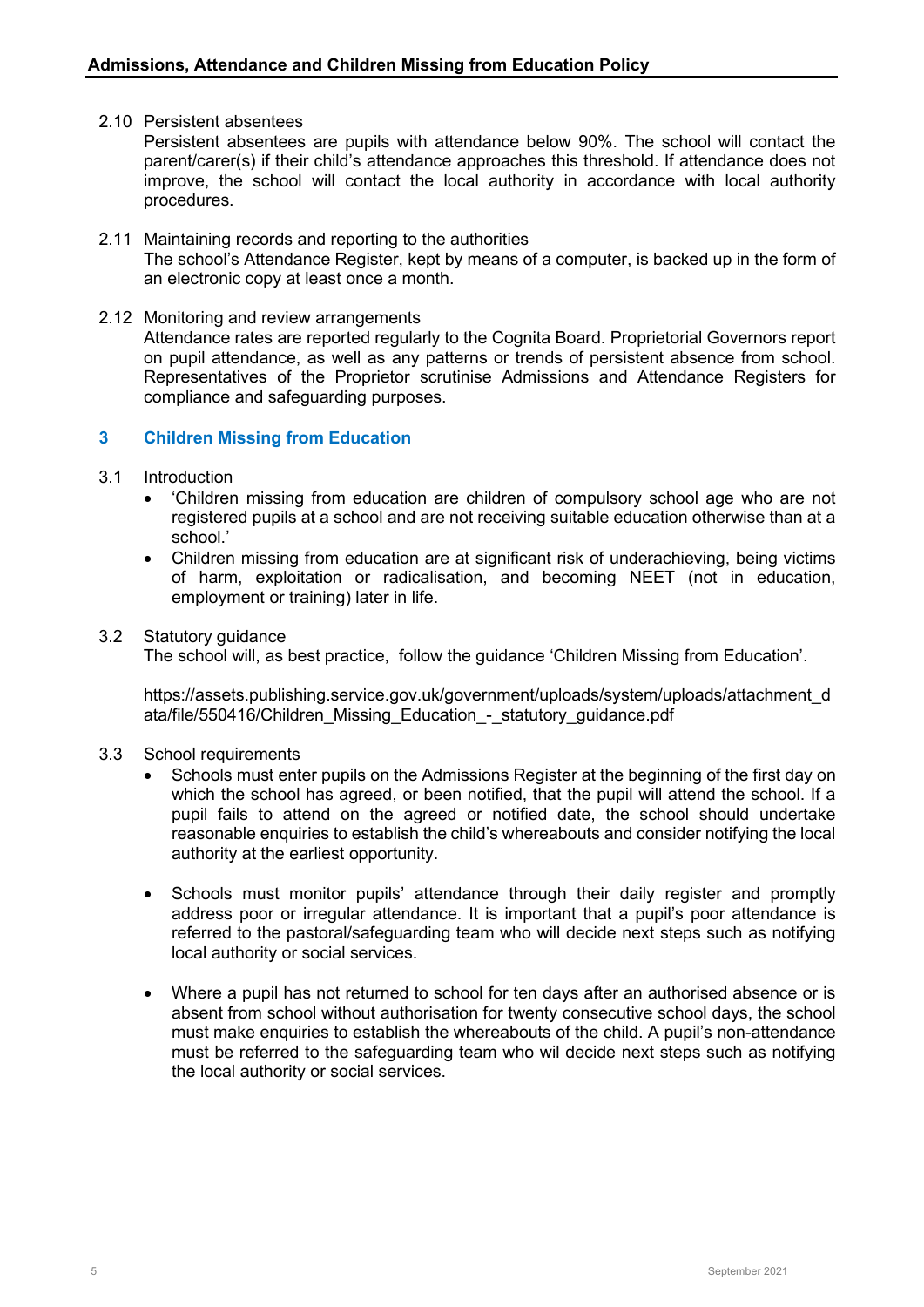2.10 Persistent absentees

Persistent absentees are pupils with attendance below 90%. The school will contact the parent/carer(s) if their child's attendance approaches this threshold. If attendance does not improve, the school will contact the local authority in accordance with local authority procedures.

2.11 Maintaining records and reporting to the authorities

The school's Attendance Register, kept by means of a computer, is backed up in the form of an electronic copy at least once a month.

2.12 Monitoring and review arrangements

Attendance rates are reported regularly to the Cognita Board. Proprietorial Governors report on pupil attendance, as well as any patterns or trends of persistent absence from school. Representatives of the Proprietor scrutinise Admissions and Attendance Registers for compliance and safeguarding purposes.

## 3 Children Missing from Education

3.1 Introduction

- 'Children missing from education are children of compulsory school age who are not registered pupils at a school and are not receiving suitable education otherwise than at a school.'
- Children missing from education are at significant risk of underachieving, being victims of harm, exploitation or radicalisation, and becoming NEET (not in education, employment or training) later in life.

3.2 Statutory guidance

The school will, as best practice, follow the guidance 'Children Missing from Education'.

https://assets.publishing.service.gov.uk/government/uploads/system/uploads/attachment_data/file/550416/Children_Missing_Education_-_statutory_guidance.pdf

3.3 School requirements

- Schools must enter pupils on the Admissions Register at the beginning of the first day on which the school has agreed, or been notified, that the pupil will attend the school. If a pupil fails to attend on the agreed or notified date, the school should undertake reasonable enquiries to establish the child's whereabouts and consider notifying the local authority at the earliest opportunity.

- Schools must monitor pupils' attendance through their daily register and promptly address poor or irregular attendance. It is important that a pupil's poor attendance is referred to the pastoral/safeguarding team who will decide next steps such as notifying local authority or social services.

- Where a pupil has not returned to school for ten days after an authorised absence or is absent from school without authorisation for twenty consecutive school days, the school must make enquiries to establish the whereabouts of the child. A pupil's non-attendance must be referred to the safeguarding team who wil decide next steps such as notifying the local authority or social services.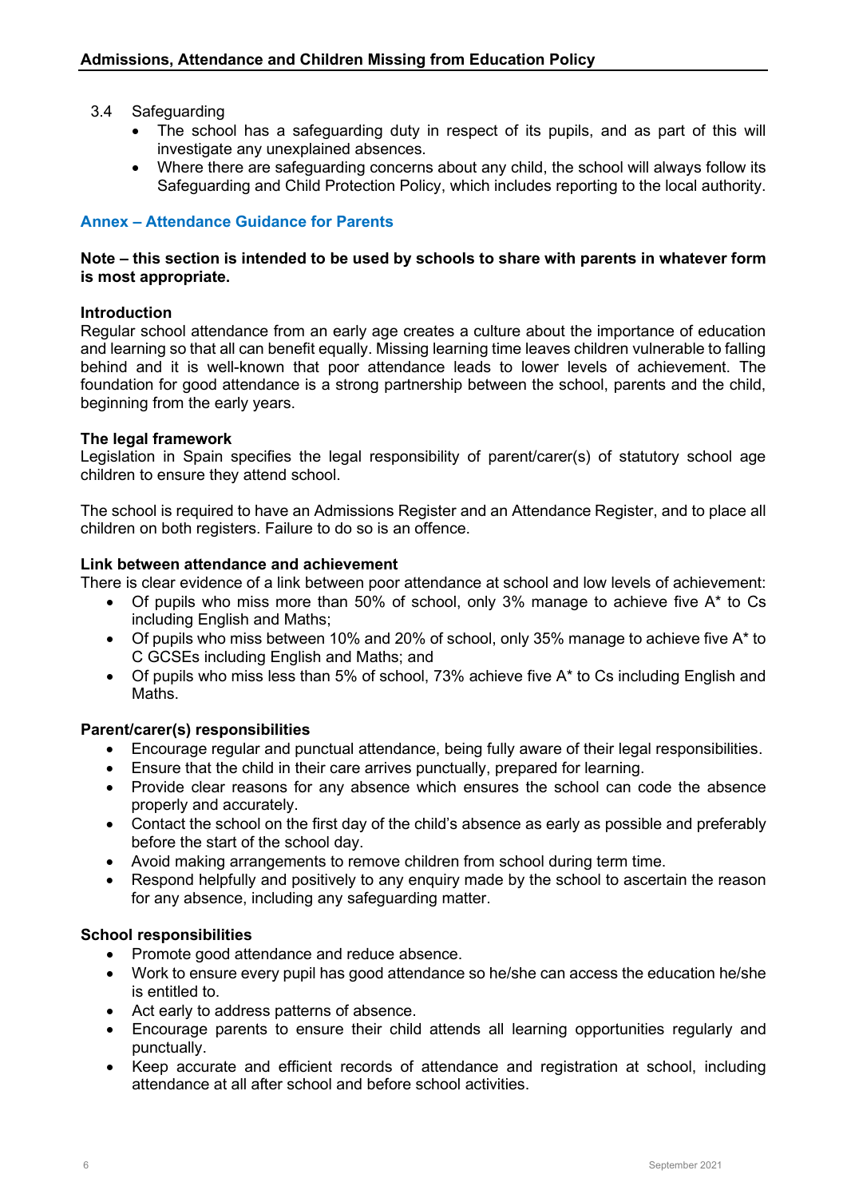3.4 Safeguarding

- The school has a safeguarding duty in respect of its pupils, and as part of this will investigate any unexplained absences.
- Where there are safeguarding concerns about any child, the school will always follow its Safeguarding and Child Protection Policy, which includes reporting to the local authority.

## Annex – Attendance Guidance for Parents

**Note – this section is intended to be used by schools to share with parents in whatever form is most appropriate.**

### Introduction

Regular school attendance from an early age creates a culture about the importance of education and learning so that all can benefit equally. Missing learning time leaves children vulnerable to falling behind and it is well-known that poor attendance leads to lower levels of achievement. The foundation for good attendance is a strong partnership between the school, parents and the child, beginning from the early years.

### The legal framework

Legislation in Spain specifies the legal responsibility of parent/carer(s) of statutory school age children to ensure they attend school.

The school is required to have an Admissions Register and an Attendance Register, and to place all children on both registers. Failure to do so is an offence.

### Link between attendance and achievement

There is clear evidence of a link between poor attendance at school and low levels of achievement:

- Of pupils who miss more than 50% of school, only 3% manage to achieve five A* to Cs including English and Maths;
- Of pupils who miss between 10% and 20% of school, only 35% manage to achieve five A* to C GCSEs including English and Maths; and
- Of pupils who miss less than 5% of school, 73% achieve five A* to Cs including English and Maths.

### Parent/carer(s) responsibilities

- Encourage regular and punctual attendance, being fully aware of their legal responsibilities.
- Ensure that the child in their care arrives punctually, prepared for learning.
- Provide clear reasons for any absence which ensures the school can code the absence properly and accurately.
- Contact the school on the first day of the child's absence as early as possible and preferably before the start of the school day.
- Avoid making arrangements to remove children from school during term time.
- Respond helpfully and positively to any enquiry made by the school to ascertain the reason for any absence, including any safeguarding matter.

### School responsibilities

- Promote good attendance and reduce absence.
- Work to ensure every pupil has good attendance so he/she can access the education he/she is entitled to.
- Act early to address patterns of absence.
- Encourage parents to ensure their child attends all learning opportunities regularly and punctually.
- Keep accurate and efficient records of attendance and registration at school, including attendance at all after school and before school activities.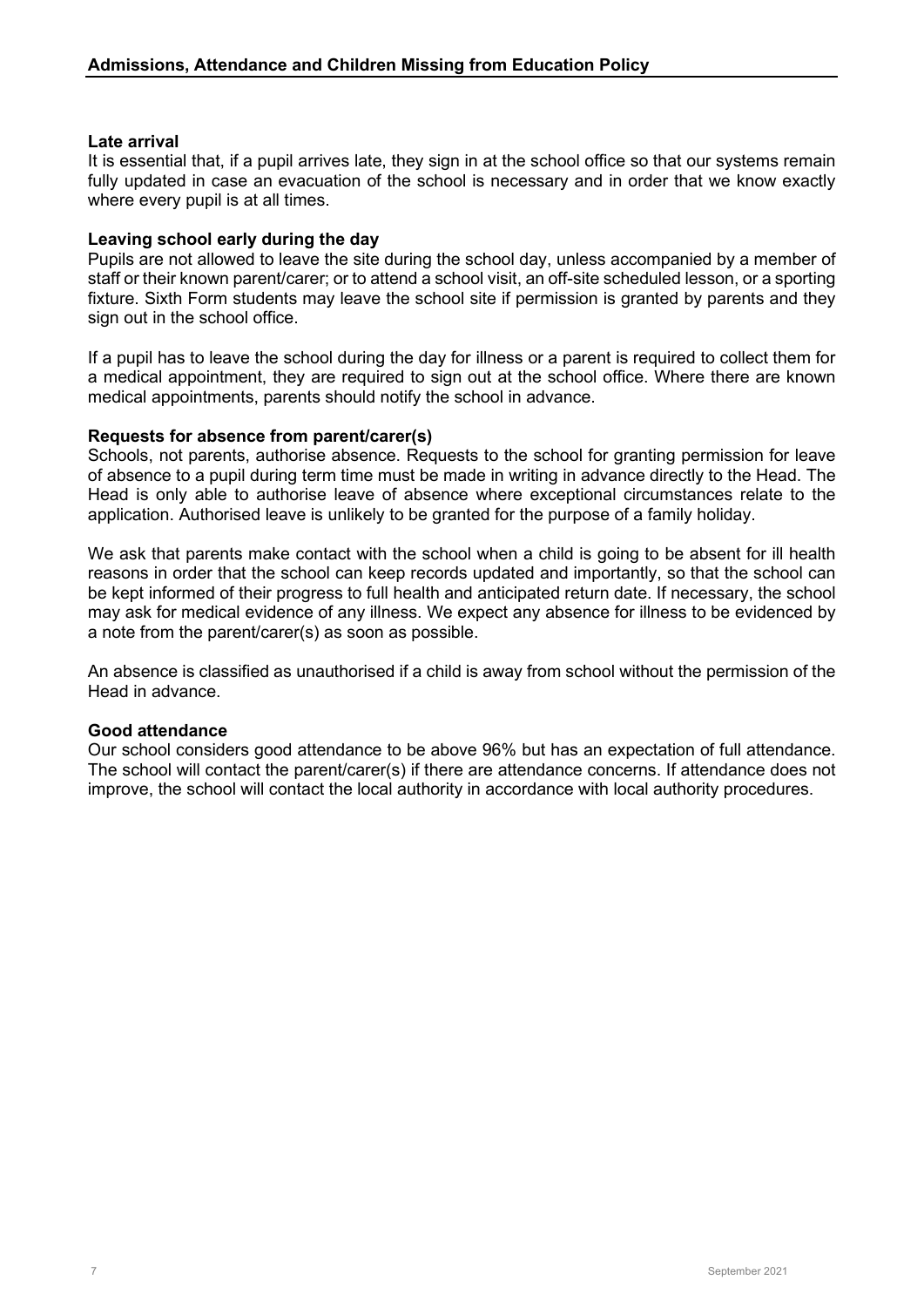### Late arrival

It is essential that, if a pupil arrives late, they sign in at the school office so that our systems remain fully updated in case an evacuation of the school is necessary and in order that we know exactly where every pupil is at all times.

### Leaving school early during the day

Pupils are not allowed to leave the site during the school day, unless accompanied by a member of staff or their known parent/carer; or to attend a school visit, an off-site scheduled lesson, or a sporting fixture. Sixth Form students may leave the school site if permission is granted by parents and they sign out in the school office.

If a pupil has to leave the school during the day for illness or a parent is required to collect them for a medical appointment, they are required to sign out at the school office. Where there are known medical appointments, parents should notify the school in advance.

### Requests for absence from parent/carer(s)

Schools, not parents, authorise absence. Requests to the school for granting permission for leave of absence to a pupil during term time must be made in writing in advance directly to the Head. The Head is only able to authorise leave of absence where exceptional circumstances relate to the application. Authorised leave is unlikely to be granted for the purpose of a family holiday.

We ask that parents make contact with the school when a child is going to be absent for ill health reasons in order that the school can keep records updated and importantly, so that the school can be kept informed of their progress to full health and anticipated return date. If necessary, the school may ask for medical evidence of any illness. We expect any absence for illness to be evidenced by a note from the parent/carer(s) as soon as possible.

An absence is classified as unauthorised if a child is away from school without the permission of the Head in advance.

### Good attendance

Our school considers good attendance to be above 96% but has an expectation of full attendance. The school will contact the parent/carer(s) if there are attendance concerns. If attendance does not improve, the school will contact the local authority in accordance with local authority procedures.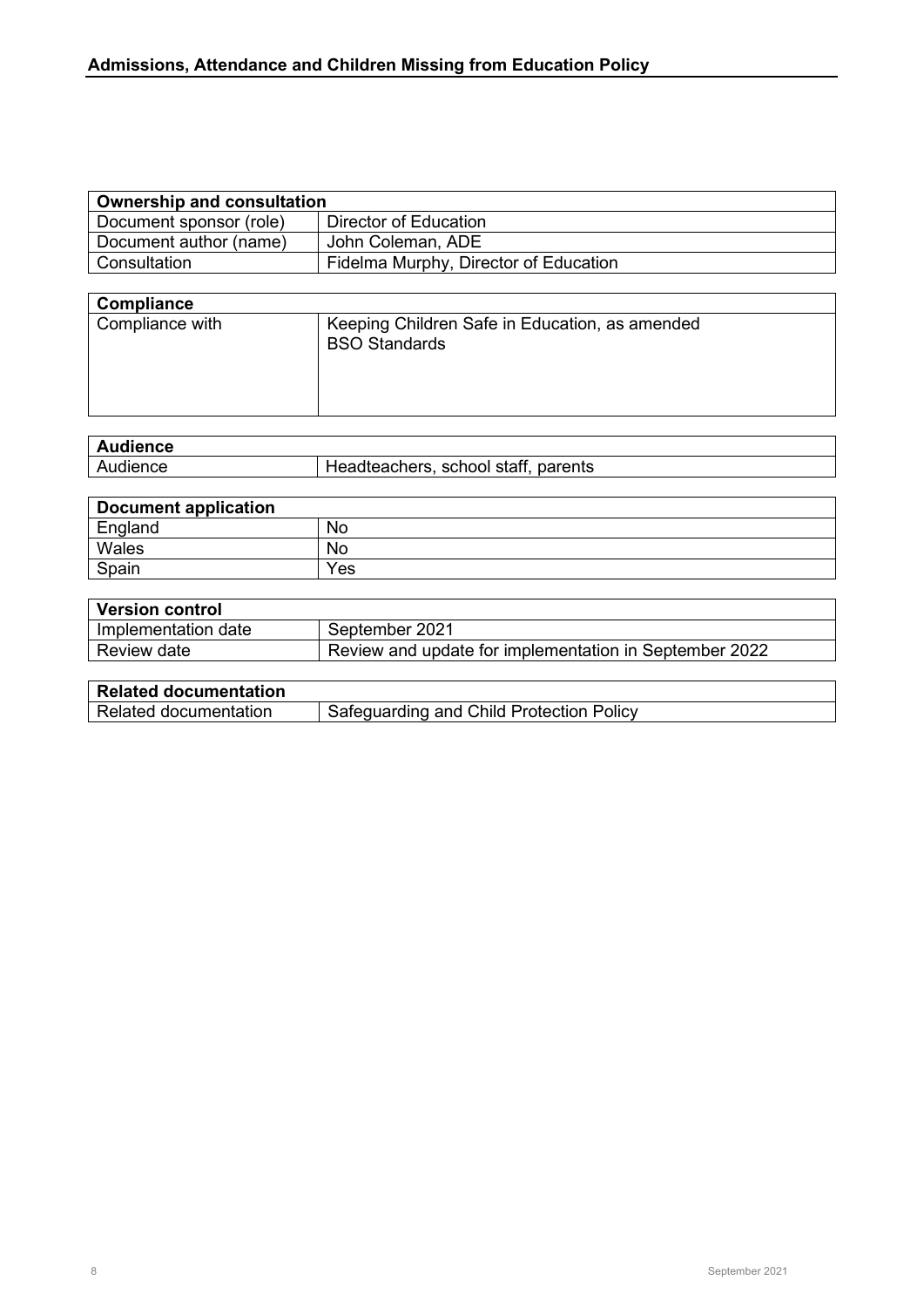| Ownership and consultation | |
|---|---|
| Document sponsor (role) | Director of Education |
| Document author (name) | John Coleman, ADE |
| Consultation | Fidelma Murphy, Director of Education |

| Compliance | |
|---|---|
| Compliance with | Keeping Children Safe in Education, as amended<br>BSO Standards |

| Audience | |
|---|---|
| Audience | Headteachers, school staff, parents |

| Document application | |
|---|---|
| England | No |
| Wales | No |
| Spain | Yes |

| Version control | |
|---|---|
| Implementation date | September 2021 |
| Review date | Review and update for implementation in September 2022 |

| Related documentation | |
|---|---|
| Related documentation | Safeguarding and Child Protection Policy |